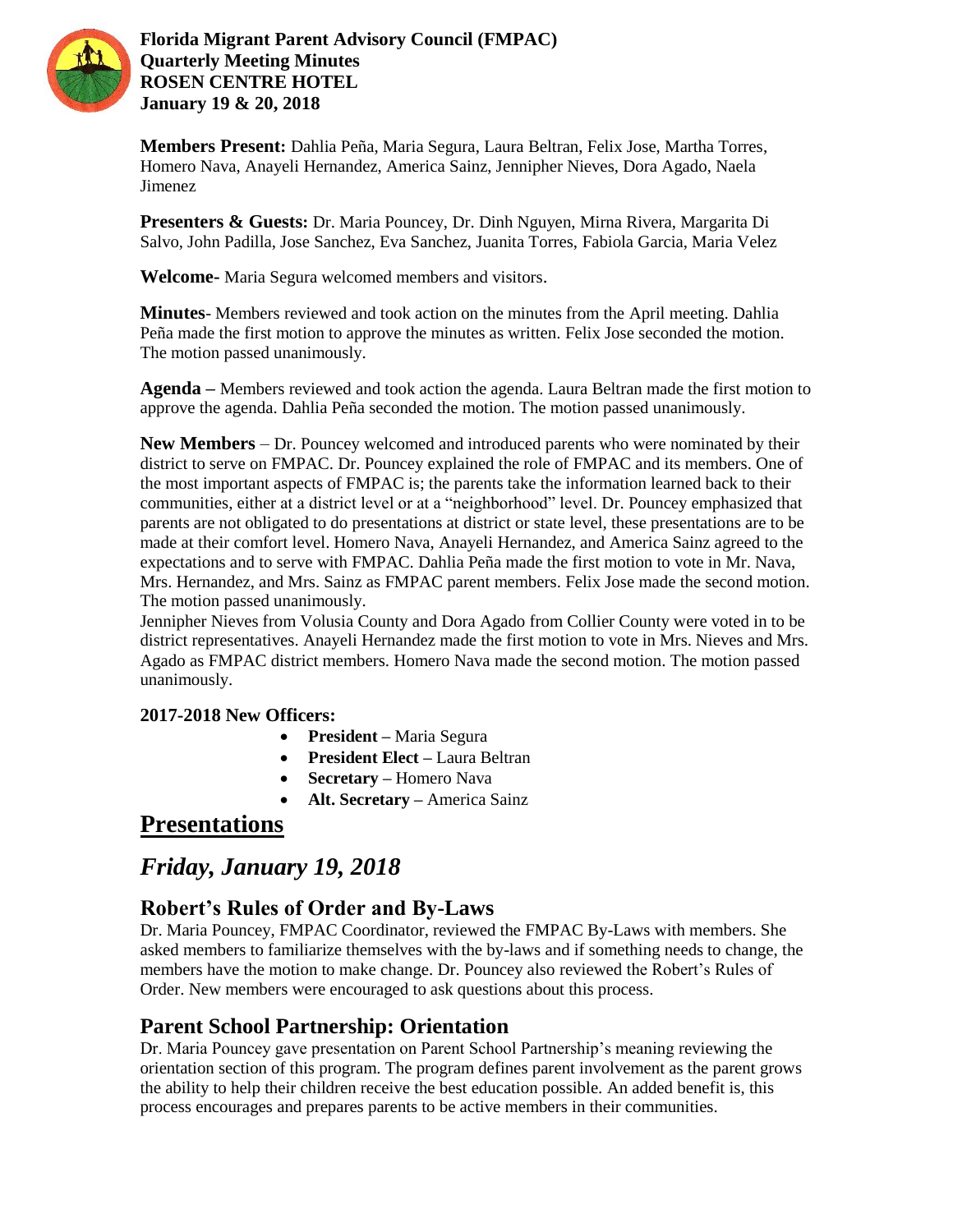**Florida Migrant Parent Advisory Council (FMPAC)**
**Quarterly Meeting Minutes**
**ROSEN CENTRE HOTEL**
**January 19 & 20, 2018**

**Members Present:** Dahlia Peña, Maria Segura, Laura Beltran, Felix Jose, Martha Torres, Homero Nava, Anayeli Hernandez, America Sainz, Jennipher Nieves, Dora Agado, Naela Jimenez

**Presenters & Guests:** Dr. Maria Pouncey, Dr. Dinh Nguyen, Mirna Rivera, Margarita Di Salvo, John Padilla, Jose Sanchez, Eva Sanchez, Juanita Torres, Fabiola Garcia, Maria Velez

**Welcome**- Maria Segura welcomed members and visitors.

**Minutes**- Members reviewed and took action on the minutes from the April meeting. Dahlia Peña made the first motion to approve the minutes as written. Felix Jose seconded the motion. The motion passed unanimously.

**Agenda –** Members reviewed and took action the agenda. Laura Beltran made the first motion to approve the agenda. Dahlia Peña seconded the motion. The motion passed unanimously.

**New Members** – Dr. Pouncey welcomed and introduced parents who were nominated by their district to serve on FMPAC. Dr. Pouncey explained the role of FMPAC and its members. One of the most important aspects of FMPAC is; the parents take the information learned back to their communities, either at a district level or at a "neighborhood" level. Dr. Pouncey emphasized that parents are not obligated to do presentations at district or state level, these presentations are to be made at their comfort level. Homero Nava, Anayeli Hernandez, and America Sainz agreed to the expectations and to serve with FMPAC. Dahlia Peña made the first motion to vote in Mr. Nava, Mrs. Hernandez, and Mrs. Sainz as FMPAC parent members. Felix Jose made the second motion. The motion passed unanimously.
Jennipher Nieves from Volusia County and Dora Agado from Collier County were voted in to be district representatives. Anayeli Hernandez made the first motion to vote in Mrs. Nieves and Mrs. Agado as FMPAC district members. Homero Nava made the second motion. The motion passed unanimously.

**2017-2018 New Officers:**

- **President –** Maria Segura
- **President Elect –** Laura Beltran
- **Secretary –** Homero Nava
- **Alt. Secretary –** America Sainz

# Presentations

## *Friday, January 19, 2018*

### Robert's Rules of Order and By-Laws

Dr. Maria Pouncey, FMPAC Coordinator, reviewed the FMPAC By-Laws with members. She asked members to familiarize themselves with the by-laws and if something needs to change, the members have the motion to make change. Dr. Pouncey also reviewed the Robert's Rules of Order. New members were encouraged to ask questions about this process.

### Parent School Partnership: Orientation

Dr. Maria Pouncey gave presentation on Parent School Partnership's meaning reviewing the orientation section of this program. The program defines parent involvement as the parent grows the ability to help their children receive the best education possible. An added benefit is, this process encourages and prepares parents to be active members in their communities.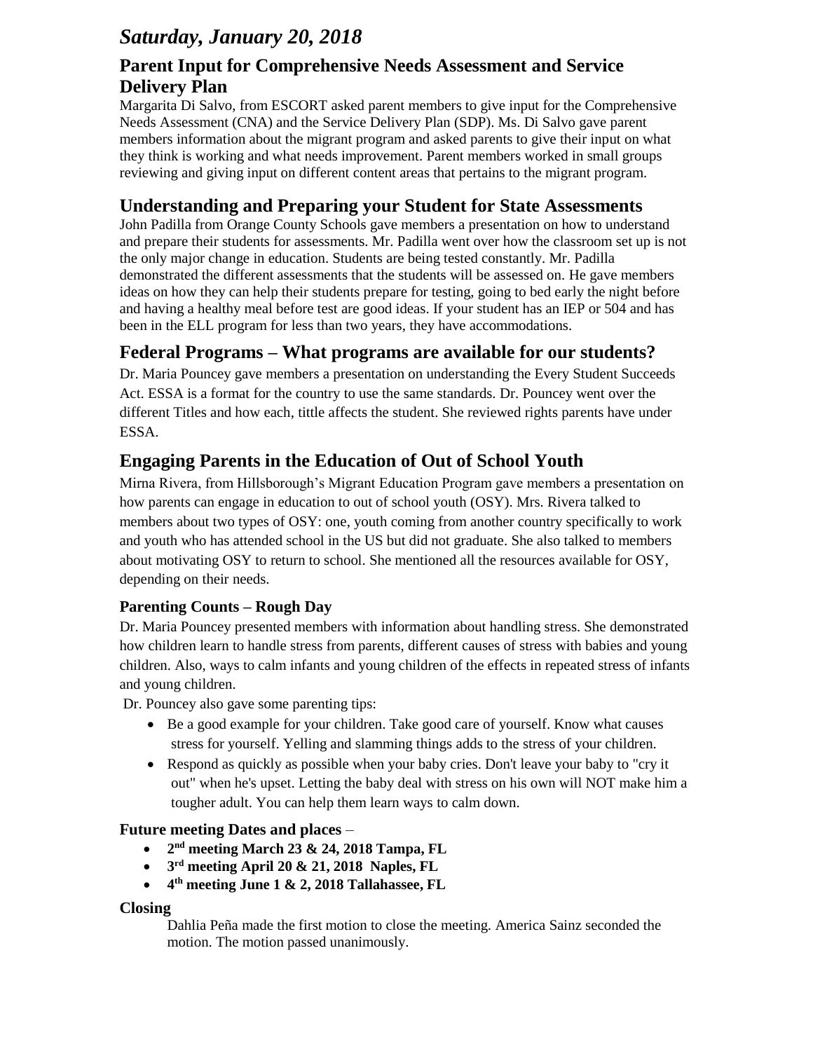# *Saturday, January 20, 2018*

## Parent Input for Comprehensive Needs Assessment and Service Delivery Plan

Margarita Di Salvo, from ESCORT asked parent members to give input for the Comprehensive Needs Assessment (CNA) and the Service Delivery Plan (SDP). Ms. Di Salvo gave parent members information about the migrant program and asked parents to give their input on what they think is working and what needs improvement. Parent members worked in small groups reviewing and giving input on different content areas that pertains to the migrant program.

## Understanding and Preparing your Student for State Assessments

John Padilla from Orange County Schools gave members a presentation on how to understand and prepare their students for assessments. Mr. Padilla went over how the classroom set up is not the only major change in education. Students are being tested constantly. Mr. Padilla demonstrated the different assessments that the students will be assessed on. He gave members ideas on how they can help their students prepare for testing, going to bed early the night before and having a healthy meal before test are good ideas. If your student has an IEP or 504 and has been in the ELL program for less than two years, they have accommodations.

## Federal Programs – What programs are available for our students?

Dr. Maria Pouncey gave members a presentation on understanding the Every Student Succeeds Act. ESSA is a format for the country to use the same standards. Dr. Pouncey went over the different Titles and how each, tittle affects the student. She reviewed rights parents have under ESSA.

## Engaging Parents in the Education of Out of School Youth

Mirna Rivera, from Hillsborough's Migrant Education Program gave members a presentation on how parents can engage in education to out of school youth (OSY). Mrs. Rivera talked to members about two types of OSY: one, youth coming from another country specifically to work and youth who has attended school in the US but did not graduate. She also talked to members about motivating OSY to return to school. She mentioned all the resources available for OSY, depending on their needs.

### Parenting Counts – Rough Day

Dr. Maria Pouncey presented members with information about handling stress. She demonstrated how children learn to handle stress from parents, different causes of stress with babies and young children. Also, ways to calm infants and young children of the effects in repeated stress of infants and young children.

Dr. Pouncey also gave some parenting tips:

- Be a good example for your children. Take good care of yourself. Know what causes stress for yourself. Yelling and slamming things adds to the stress of your children.
- Respond as quickly as possible when your baby cries. Don't leave your baby to "cry it out" when he's upset. Letting the baby deal with stress on his own will NOT make him a tougher adult. You can help them learn ways to calm down.

**Future meeting Dates and places** –

- **2nd meeting March 23 & 24, 2018 Tampa, FL**
- **3rd meeting April 20 & 21, 2018 Naples, FL**
- **4th meeting June 1 & 2, 2018 Tallahassee, FL**

**Closing**

Dahlia Peña made the first motion to close the meeting. America Sainz seconded the motion. The motion passed unanimously.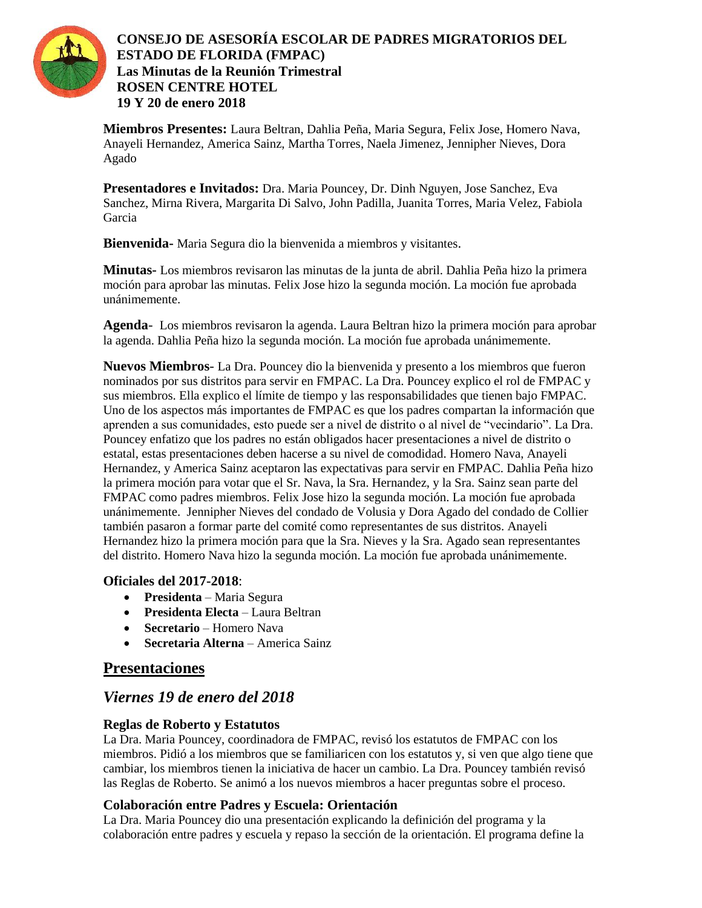**CONSEJO DE ASESORÍA ESCOLAR DE PADRES MIGRATORIOS DEL ESTADO DE FLORIDA (FMPAC)**
**Las Minutas de la Reunión Trimestral**
**ROSEN CENTRE HOTEL**
**19 Y 20 de enero 2018**

**Miembros Presentes:** Laura Beltran, Dahlia Peña, Maria Segura, Felix Jose, Homero Nava, Anayeli Hernandez, America Sainz, Martha Torres, Naela Jimenez, Jennipher Nieves, Dora Agado

**Presentadores e Invitados:** Dra. Maria Pouncey, Dr. Dinh Nguyen, Jose Sanchez, Eva Sanchez, Mirna Rivera, Margarita Di Salvo, John Padilla, Juanita Torres, Maria Velez, Fabiola Garcia

**Bienvenida-** Maria Segura dio la bienvenida a miembros y visitantes.

**Minutas-** Los miembros revisaron las minutas de la junta de abril. Dahlia Peña hizo la primera moción para aprobar las minutas. Felix Jose hizo la segunda moción. La moción fue aprobada unánimemente.

**Agenda**- Los miembros revisaron la agenda. Laura Beltran hizo la primera moción para aprobar la agenda. Dahlia Peña hizo la segunda moción. La moción fue aprobada unánimemente.

**Nuevos Miembros**- La Dra. Pouncey dio la bienvenida y presento a los miembros que fueron nominados por sus distritos para servir en FMPAC. La Dra. Pouncey explico el rol de FMPAC y sus miembros. Ella explico el límite de tiempo y las responsabilidades que tienen bajo FMPAC. Uno de los aspectos más importantes de FMPAC es que los padres compartan la información que aprenden a sus comunidades, esto puede ser a nivel de distrito o al nivel de "vecindario". La Dra. Pouncey enfatizo que los padres no están obligados hacer presentaciones a nivel de distrito o estatal, estas presentaciones deben hacerse a su nivel de comodidad. Homero Nava, Anayeli Hernandez, y America Sainz aceptaron las expectativas para servir en FMPAC. Dahlia Peña hizo la primera moción para votar que el Sr. Nava, la Sra. Hernandez, y la Sra. Sainz sean parte del FMPAC como padres miembros. Felix Jose hizo la segunda moción. La moción fue aprobada unánimemente. Jennipher Nieves del condado de Volusia y Dora Agado del condado de Collier también pasaron a formar parte del comité como representantes de sus distritos. Anayeli Hernandez hizo la primera moción para que la Sra. Nieves y la Sra. Agado sean representantes del distrito. Homero Nava hizo la segunda moción. La moción fue aprobada unánimemente.

**Oficiales del 2017-2018**:

- **Presidenta** – Maria Segura
- **Presidenta Electa** – Laura Beltran
- **Secretario** – Homero Nava
- **Secretaria Alterna** – America Sainz

## Presentaciones

## *Viernes 19 de enero del 2018*

### Reglas de Roberto y Estatutos

La Dra. Maria Pouncey, coordinadora de FMPAC, revisó los estatutos de FMPAC con los miembros. Pidió a los miembros que se familiaricen con los estatutos y, si ven que algo tiene que cambiar, los miembros tienen la iniciativa de hacer un cambio. La Dra. Pouncey también revisó las Reglas de Roberto. Se animó a los nuevos miembros a hacer preguntas sobre el proceso.

### Colaboración entre Padres y Escuela: Orientación

La Dra. Maria Pouncey dio una presentación explicando la definición del programa y la colaboración entre padres y escuela y repaso la sección de la orientación. El programa define la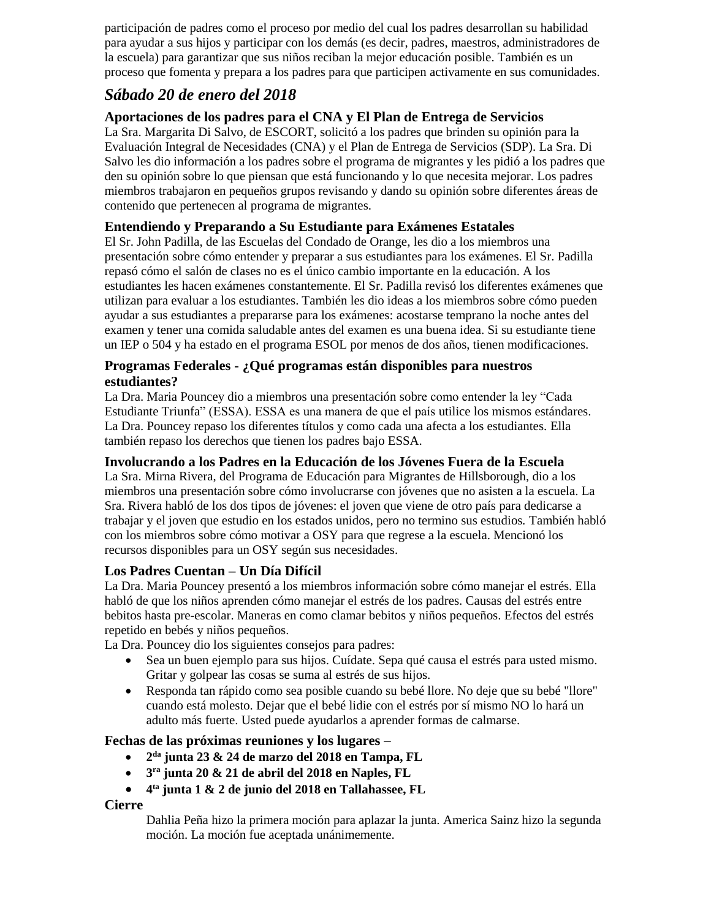participación de padres como el proceso por medio del cual los padres desarrollan su habilidad para ayudar a sus hijos y participar con los demás (es decir, padres, maestros, administradores de la escuela) para garantizar que sus niños reciban la mejor educación posible. También es un proceso que fomenta y prepara a los padres para que participen activamente en sus comunidades.

## *Sábado 20 de enero del 2018*

### Aportaciones de los padres para el CNA y El Plan de Entrega de Servicios

La Sra. Margarita Di Salvo, de ESCORT, solicitó a los padres que brinden su opinión para la Evaluación Integral de Necesidades (CNA) y el Plan de Entrega de Servicios (SDP). La Sra. Di Salvo les dio información a los padres sobre el programa de migrantes y les pidió a los padres que den su opinión sobre lo que piensan que está funcionando y lo que necesita mejorar. Los padres miembros trabajaron en pequeños grupos revisando y dando su opinión sobre diferentes áreas de contenido que pertenecen al programa de migrantes.

### Entendiendo y Preparando a Su Estudiante para Exámenes Estatales

El Sr. John Padilla, de las Escuelas del Condado de Orange, les dio a los miembros una presentación sobre cómo entender y preparar a sus estudiantes para los exámenes. El Sr. Padilla repasó cómo el salón de clases no es el único cambio importante en la educación. A los estudiantes les hacen exámenes constantemente. El Sr. Padilla revisó los diferentes exámenes que utilizan para evaluar a los estudiantes. También les dio ideas a los miembros sobre cómo pueden ayudar a sus estudiantes a prepararse para los exámenes: acostarse temprano la noche antes del examen y tener una comida saludable antes del examen es una buena idea. Si su estudiante tiene un IEP o 504 y ha estado en el programa ESOL por menos de dos años, tienen modificaciones.

### Programas Federales - ¿Qué programas están disponibles para nuestros estudiantes?

La Dra. Maria Pouncey dio a miembros una presentación sobre como entender la ley "Cada Estudiante Triunfa" (ESSA). ESSA es una manera de que el país utilice los mismos estándares. La Dra. Pouncey repaso los diferentes títulos y como cada una afecta a los estudiantes. Ella también repaso los derechos que tienen los padres bajo ESSA.

### Involucrando a los Padres en la Educación de los Jóvenes Fuera de la Escuela

La Sra. Mirna Rivera, del Programa de Educación para Migrantes de Hillsborough, dio a los miembros una presentación sobre cómo involucrarse con jóvenes que no asisten a la escuela. La Sra. Rivera habló de los dos tipos de jóvenes: el joven que viene de otro país para dedicarse a trabajar y el joven que estudio en los estados unidos, pero no termino sus estudios. También habló con los miembros sobre cómo motivar a OSY para que regrese a la escuela. Mencionó los recursos disponibles para un OSY según sus necesidades.

### Los Padres Cuentan – Un Día Difícil

La Dra. Maria Pouncey presentó a los miembros información sobre cómo manejar el estrés. Ella habló de que los niños aprenden cómo manejar el estrés de los padres. Causas del estrés entre bebitos hasta pre-escolar. Maneras en como clamar bebitos y niños pequeños. Efectos del estrés repetido en bebés y niños pequeños.

La Dra. Pouncey dio los siguientes consejos para padres:

- Sea un buen ejemplo para sus hijos. Cuídate. Sepa qué causa el estrés para usted mismo. Gritar y golpear las cosas se suma al estrés de sus hijos.
- Responda tan rápido como sea posible cuando su bebé llore. No deje que su bebé "llore" cuando está molesto. Dejar que el bebé lidie con el estrés por sí mismo NO lo hará un adulto más fuerte. Usted puede ayudarlos a aprender formas de calmarse.

### Fechas de las próximas reuniones y los lugares –

- **2da junta 23 & 24 de marzo del 2018 en Tampa, FL**
- **3ra junta 20 & 21 de abril del 2018 en Naples, FL**
- **4ta junta 1 & 2 de junio del 2018 en Tallahassee, FL**

### Cierre

Dahlia Peña hizo la primera moción para aplazar la junta. America Sainz hizo la segunda moción. La moción fue aceptada unánimemente.